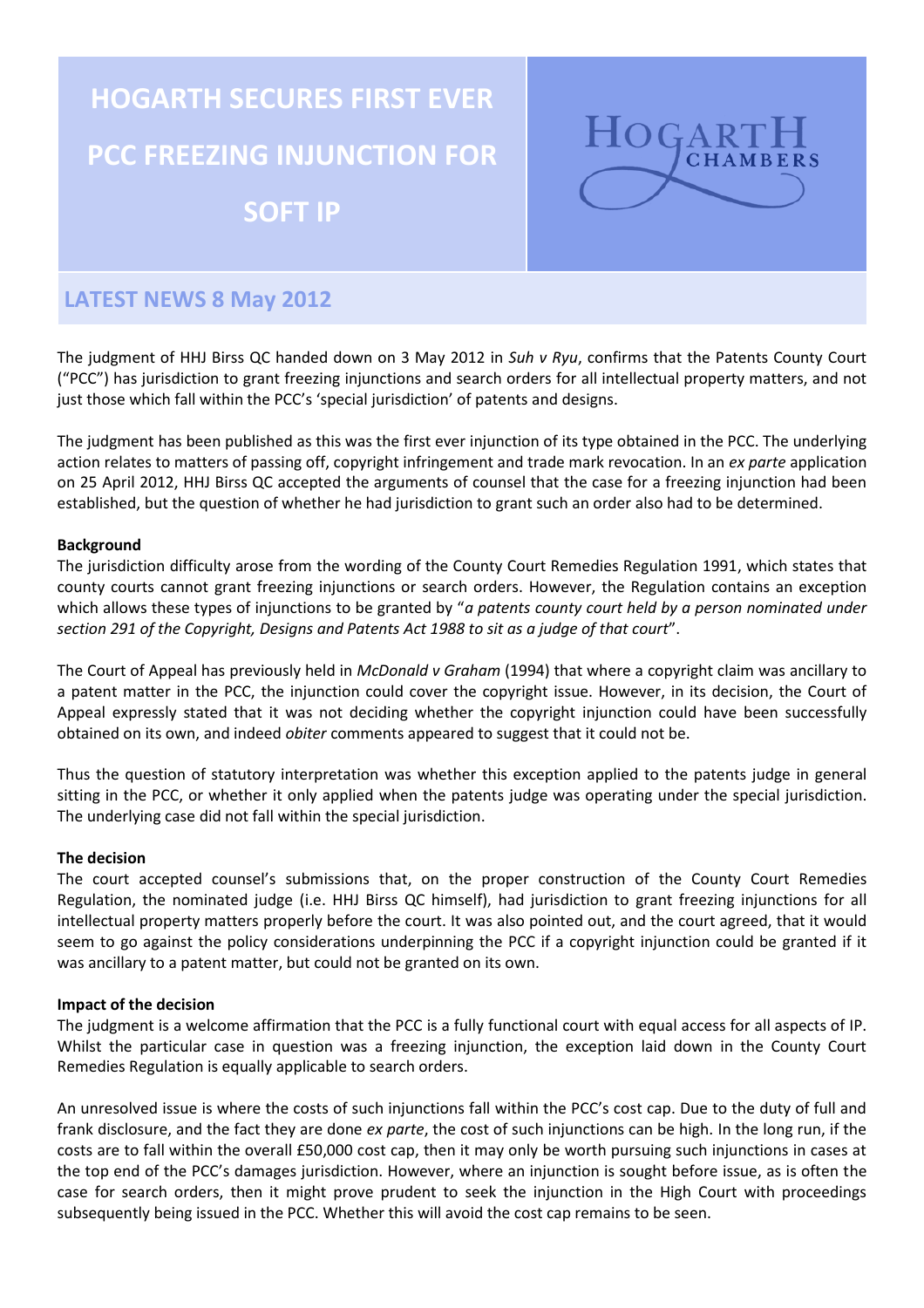# HOGARTH SECURES FIRST EVER PCC FREEZING INJUNCTION FOR SOFT IP

HOGARTH CHAMBERS

## LATEST NEWS 8 May 2012

The judgment of HHJ Birss QC handed down on 3 May 2012 in *Suh v Ryu*, confirms that the Patents County Court ("PCC") has jurisdiction to grant freezing injunctions and search orders for all intellectual property matters, and not just those which fall within the PCC's 'special jurisdiction' of patents and designs.

The judgment has been published as this was the first ever injunction of its type obtained in the PCC. The underlying action relates to matters of passing off, copyright infringement and trade mark revocation. In an *ex parte* application on 25 April 2012, HHJ Birss QC accepted the arguments of counsel that the case for a freezing injunction had been established, but the question of whether he had jurisdiction to grant such an order also had to be determined.

**Background**

The jurisdiction difficulty arose from the wording of the County Court Remedies Regulation 1991, which states that county courts cannot grant freezing injunctions or search orders. However, the Regulation contains an exception which allows these types of injunctions to be granted by "*a patents county court held by a person nominated under section 291 of the Copyright, Designs and Patents Act 1988 to sit as a judge of that court*".

The Court of Appeal has previously held in *McDonald v Graham* (1994) that where a copyright claim was ancillary to a patent matter in the PCC, the injunction could cover the copyright issue. However, in its decision, the Court of Appeal expressly stated that it was not deciding whether the copyright injunction could have been successfully obtained on its own, and indeed *obiter* comments appeared to suggest that it could not be.

Thus the question of statutory interpretation was whether this exception applied to the patents judge in general sitting in the PCC, or whether it only applied when the patents judge was operating under the special jurisdiction. The underlying case did not fall within the special jurisdiction.

**The decision**

The court accepted counsel's submissions that, on the proper construction of the County Court Remedies Regulation, the nominated judge (i.e. HHJ Birss QC himself), had jurisdiction to grant freezing injunctions for all intellectual property matters properly before the court. It was also pointed out, and the court agreed, that it would seem to go against the policy considerations underpinning the PCC if a copyright injunction could be granted if it was ancillary to a patent matter, but could not be granted on its own.

**Impact of the decision**

The judgment is a welcome affirmation that the PCC is a fully functional court with equal access for all aspects of IP. Whilst the particular case in question was a freezing injunction, the exception laid down in the County Court Remedies Regulation is equally applicable to search orders.

An unresolved issue is where the costs of such injunctions fall within the PCC's cost cap. Due to the duty of full and frank disclosure, and the fact they are done *ex parte*, the cost of such injunctions can be high. In the long run, if the costs are to fall within the overall £50,000 cost cap, then it may only be worth pursuing such injunctions in cases at the top end of the PCC's damages jurisdiction. However, where an injunction is sought before issue, as is often the case for search orders, then it might prove prudent to seek the injunction in the High Court with proceedings subsequently being issued in the PCC. Whether this will avoid the cost cap remains to be seen.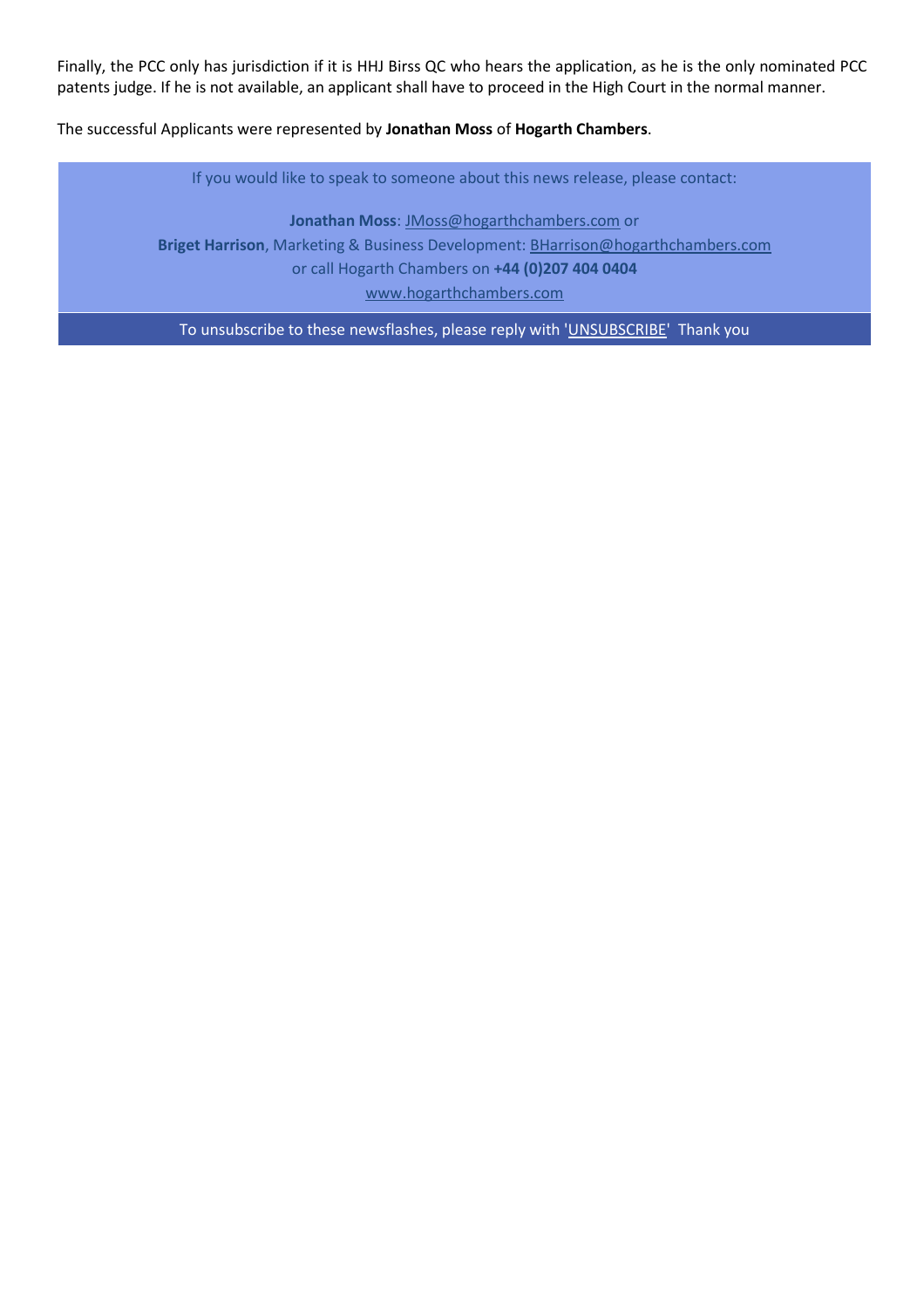Finally, the PCC only has jurisdiction if it is HHJ Birss QC who hears the application, as he is the only nominated PCC patents judge. If he is not available, an applicant shall have to proceed in the High Court in the normal manner.

The successful Applicants were represented by **Jonathan Moss** of **Hogarth Chambers**.

If you would like to speak to someone about this news release, please contact:

**Jonathan Moss**: JMoss@hogarthchambers.com or
**Briget Harrison**, Marketing & Business Development: BHarrison@hogarthchambers.com
or call Hogarth Chambers on **+44 (0)207 404 0404**
www.hogarthchambers.com

To unsubscribe to these newsflashes, please reply with 'UNSUBSCRIBE' Thank you